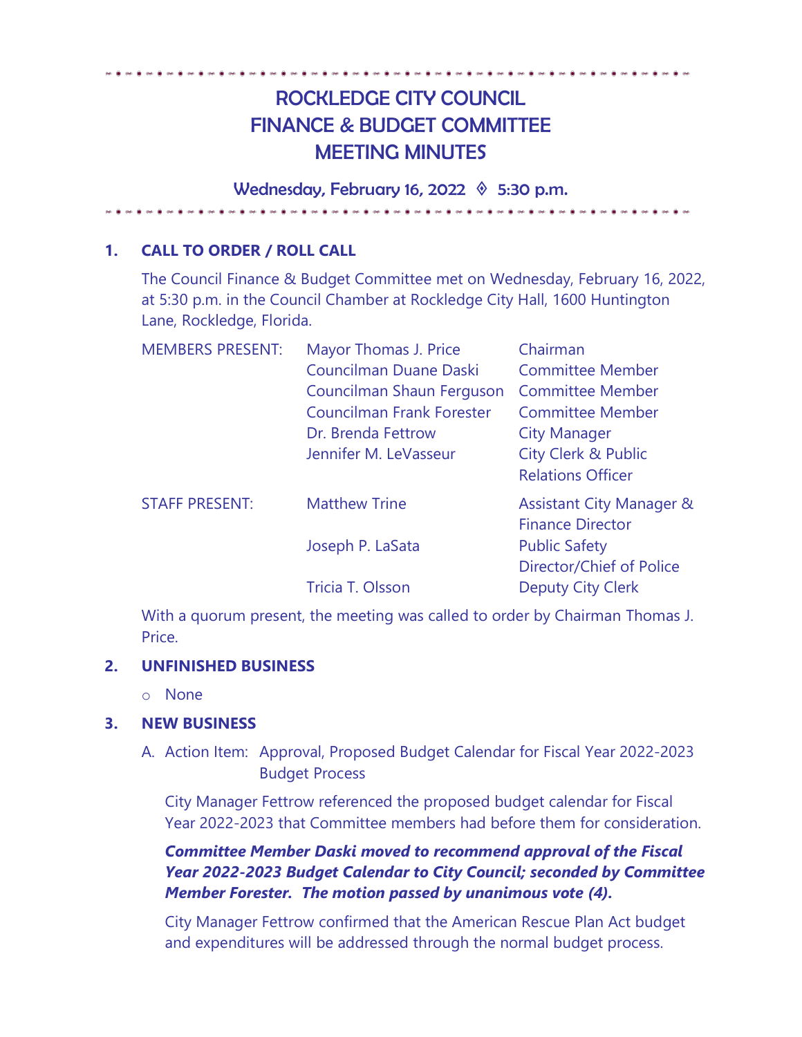# ROCKLEDGE CITY COUNCIL
# FINANCE & BUDGET COMMITTEE
# MEETING MINUTES

**Wednesday, February 16, 2022 ◊ 5:30 p.m.**

## 1. CALL TO ORDER / ROLL CALL

The Council Finance & Budget Committee met on Wednesday, February 16, 2022, at 5:30 p.m. in the Council Chamber at Rockledge City Hall, 1600 Huntington Lane, Rockledge, Florida.

| | | |
|---|---|---|
| MEMBERS PRESENT: | Mayor Thomas J. Price | Chairman |
| | Councilman Duane Daski | Committee Member |
| | Councilman Shaun Ferguson | Committee Member |
| | Councilman Frank Forester | Committee Member |
| | Dr. Brenda Fettrow | City Manager |
| | Jennifer M. LeVasseur | City Clerk & Public Relations Officer |
| STAFF PRESENT: | Matthew Trine | Assistant City Manager & Finance Director |
| | Joseph P. LaSata | Public Safety Director/Chief of Police |
| | Tricia T. Olsson | Deputy City Clerk |

With a quorum present, the meeting was called to order by Chairman Thomas J. Price.

## 2. UNFINISHED BUSINESS

- None

## 3. NEW BUSINESS

A. Action Item: Approval, Proposed Budget Calendar for Fiscal Year 2022-2023 Budget Process

City Manager Fettrow referenced the proposed budget calendar for Fiscal Year 2022-2023 that Committee members had before them for consideration.

***Committee Member Daski moved to recommend approval of the Fiscal Year 2022-2023 Budget Calendar to City Council; seconded by Committee Member Forester. The motion passed by unanimous vote (4).***

City Manager Fettrow confirmed that the American Rescue Plan Act budget and expenditures will be addressed through the normal budget process.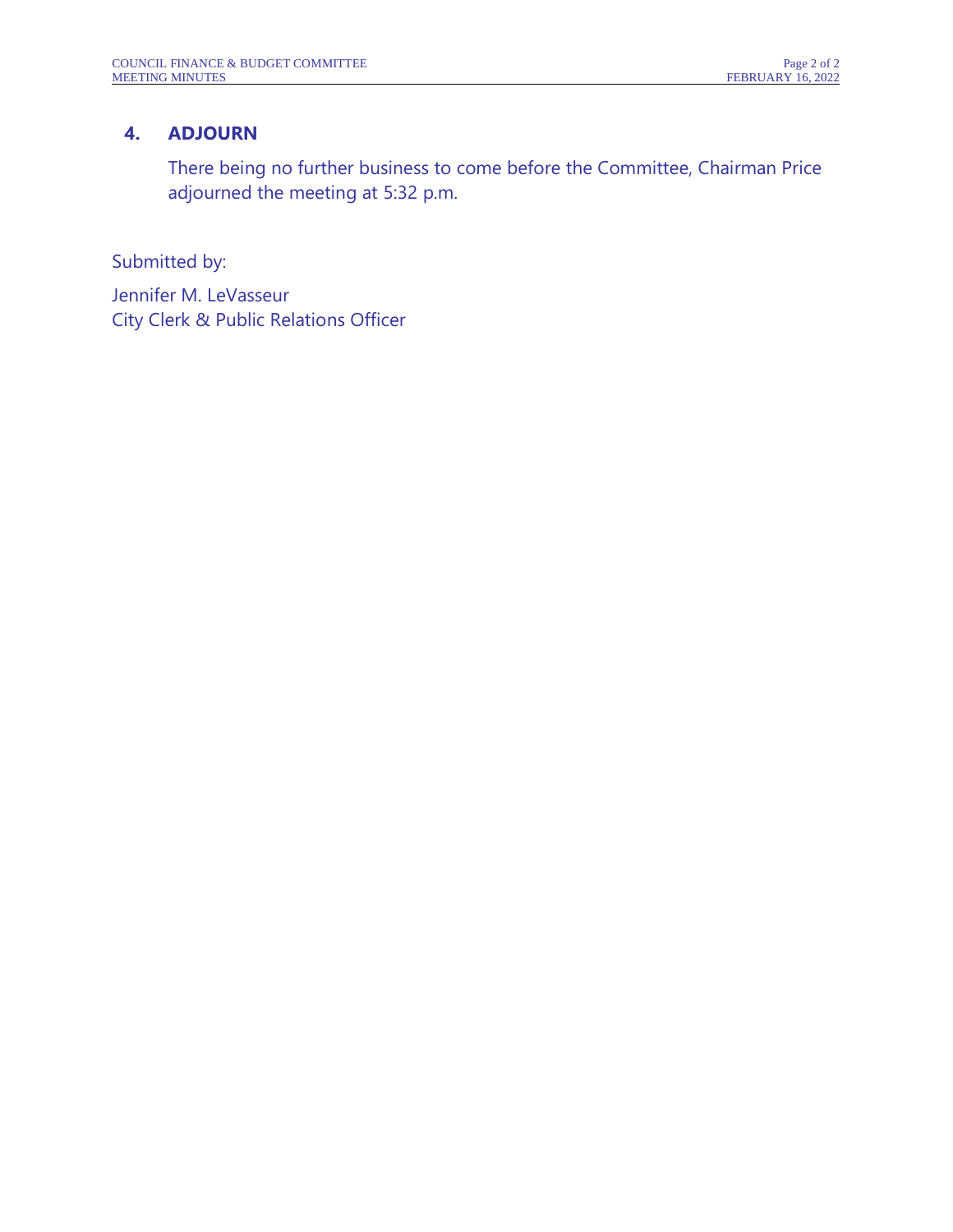## 4. ADJOURN

There being no further business to come before the Committee, Chairman Price adjourned the meeting at 5:32 p.m.

Submitted by:

Jennifer M. LeVasseur
City Clerk & Public Relations Officer